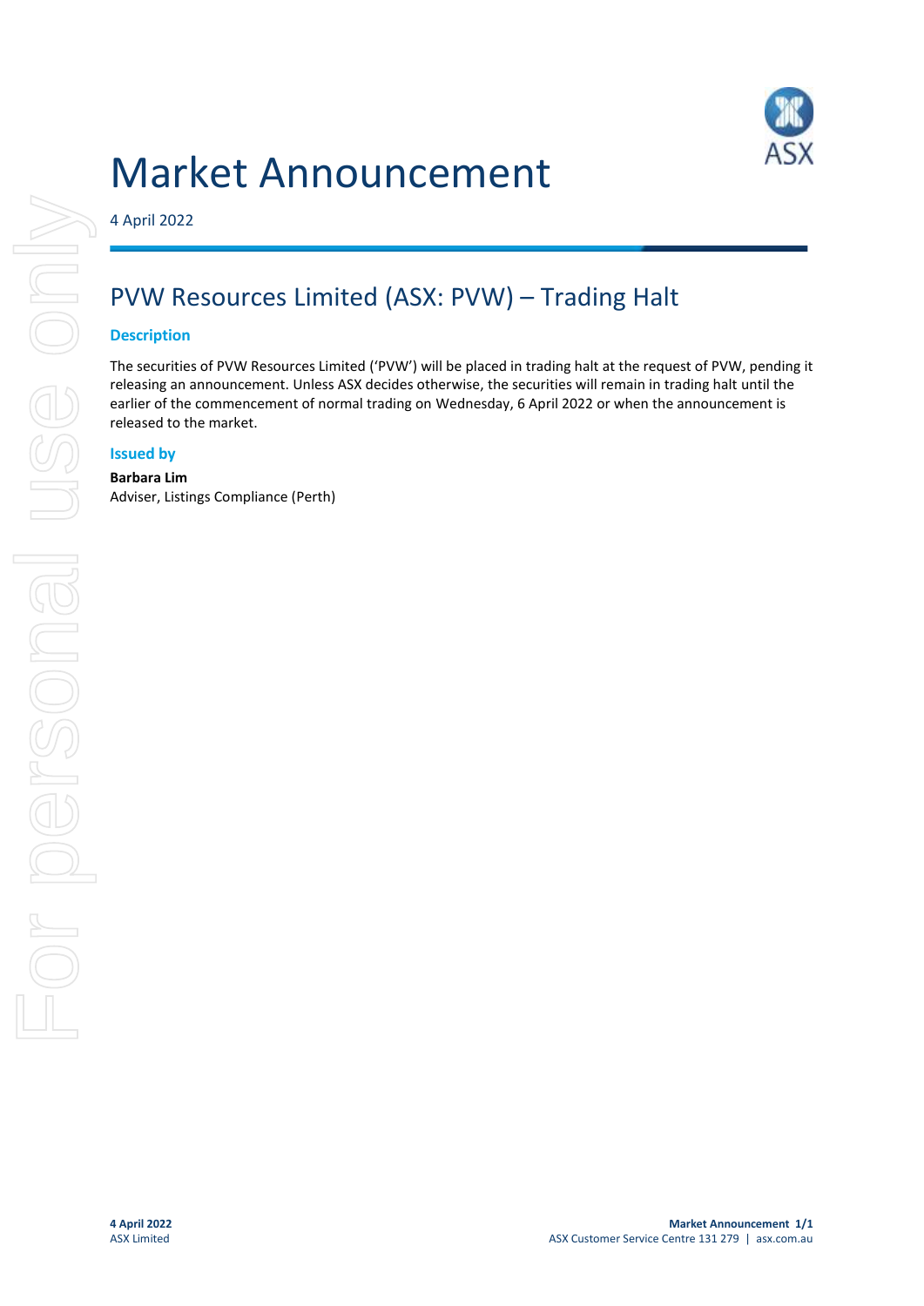# Market Announcement

4 April 2022

## PVW Resources Limited (ASX: PVW) – Trading Halt

### Description

The securities of PVW Resources Limited ('PVW') will be placed in trading halt at the request of PVW, pending it releasing an announcement. Unless ASX decides otherwise, the securities will remain in trading halt until the earlier of the commencement of normal trading on Wednesday, 6 April 2022 or when the announcement is released to the market.

### Issued by

**Barbara Lim**
Adviser, Listings Compliance (Perth)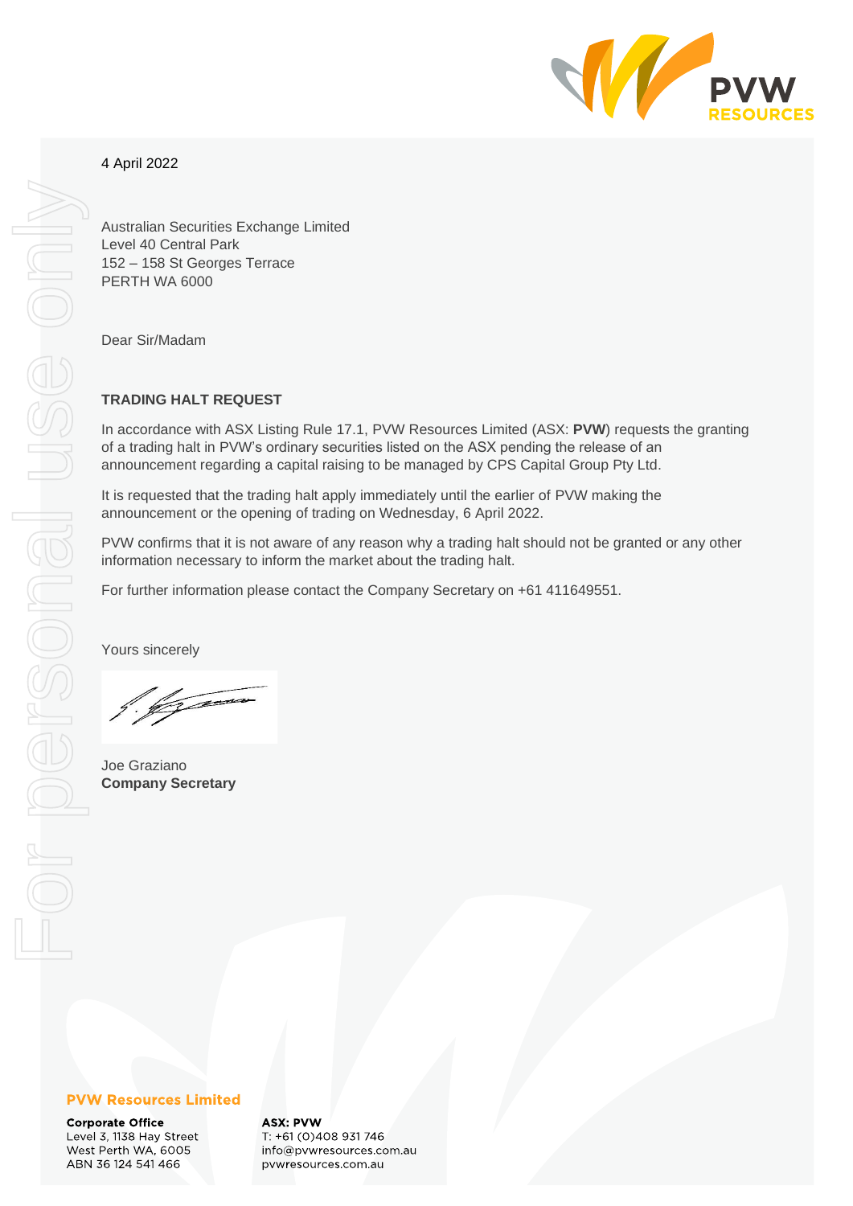4 April 2022

Australian Securities Exchange Limited
Level 40 Central Park
152 – 158 St Georges Terrace
PERTH WA 6000

Dear Sir/Madam

**TRADING HALT REQUEST**

In accordance with ASX Listing Rule 17.1, PVW Resources Limited (ASX: **PVW**) requests the granting of a trading halt in PVW's ordinary securities listed on the ASX pending the release of an announcement regarding a capital raising to be managed by CPS Capital Group Pty Ltd.

It is requested that the trading halt apply immediately until the earlier of PVW making the announcement or the opening of trading on Wednesday, 6 April 2022.

PVW confirms that it is not aware of any reason why a trading halt should not be granted or any other information necessary to inform the market about the trading halt.

For further information please contact the Company Secretary on +61 411649551.

Yours sincerely

Joe Graziano
**Company Secretary**

**PVW Resources Limited**

**Corporate Office**
Level 3, 1138 Hay Street
West Perth WA, 6005
ABN 36 124 541 466

**ASX: PVW**
T: +61 (0)408 931 746
info@pvwresources.com.au
pvwresources.com.au